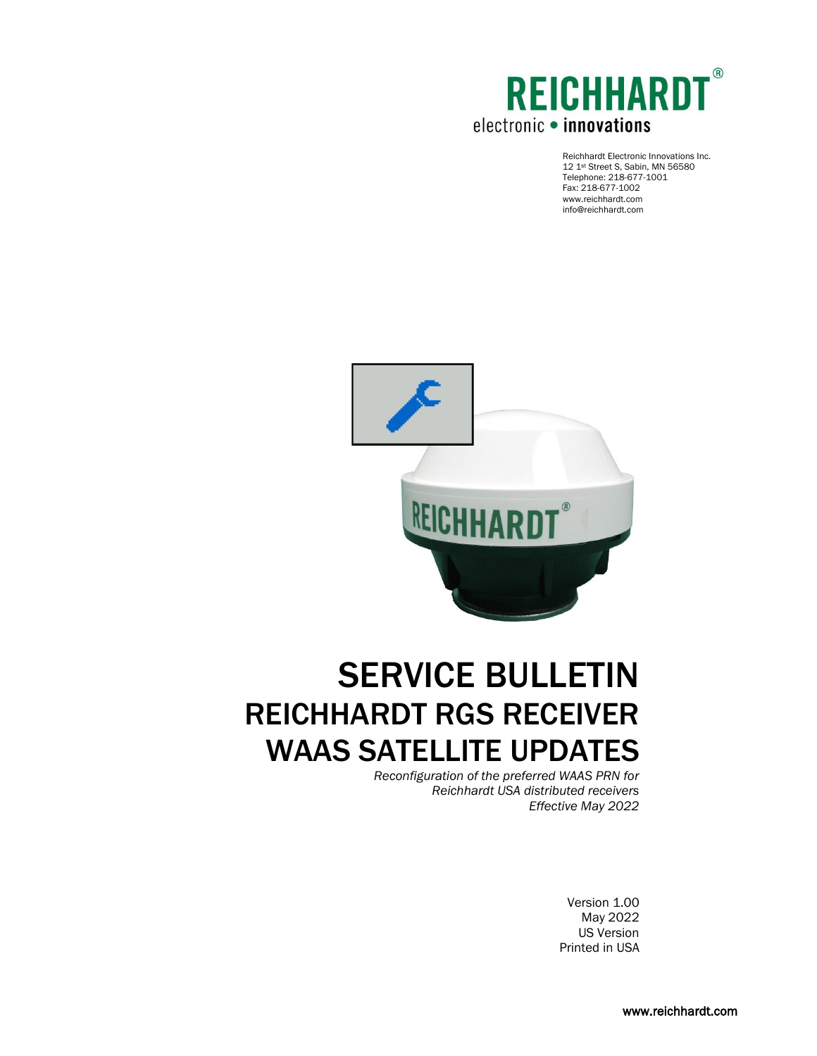REICHHARDT®

electronic • innovations

Reichhardt Electronic Innovations Inc.
12 1st Street S, Sabin, MN 56580
Telephone: 218-677-1001
Fax: 218-677-1002
www.reichhardt.com
info@reichhardt.com

# SERVICE BULLETIN

## REICHHARDT RGS RECEIVER WAAS SATELLITE UPDATES

*Reconfiguration of the preferred WAAS PRN for Reichhardt USA distributed receivers*
*Effective May 2022*

Version 1.00
May 2022
US Version
Printed in USA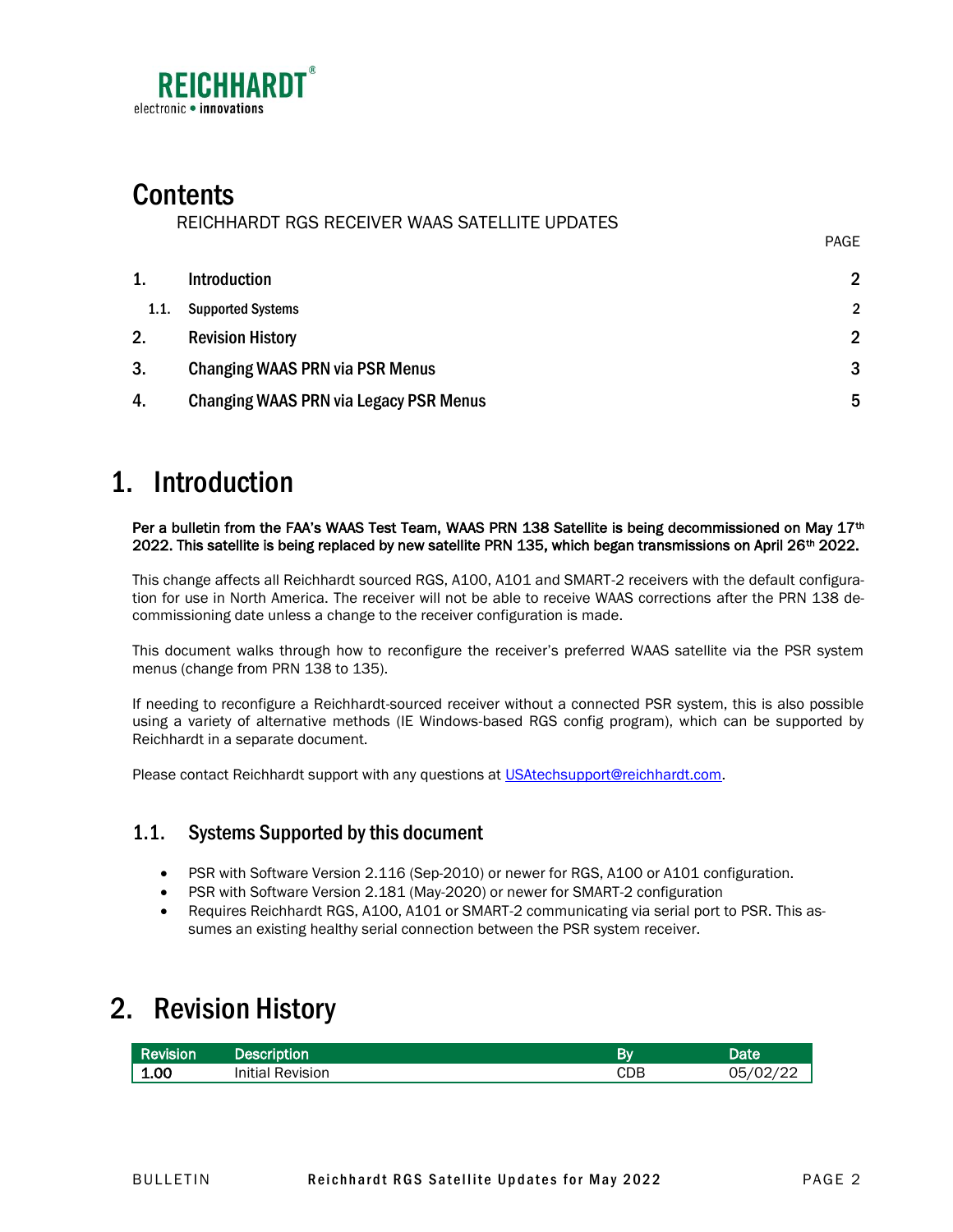REICHHARDT
electronic • innovations

# Contents

REICHHARDT RGS RECEIVER WAAS SATELLITE UPDATES

| | | PAGE |
|---|---|---|
| 1. | Introduction | 2 |
| 1.1. | Supported Systems | 2 |
| 2. | Revision History | 2 |
| 3. | Changing WAAS PRN via PSR Menus | 3 |
| 4. | Changing WAAS PRN via Legacy PSR Menus | 5 |

# 1. Introduction

**Per a bulletin from the FAA's WAAS Test Team, WAAS PRN 138 Satellite is being decommissioned on May 17th 2022. This satellite is being replaced by new satellite PRN 135, which began transmissions on April 26th 2022.**

This change affects all Reichhardt sourced RGS, A100, A101 and SMART-2 receivers with the default configuration for use in North America. The receiver will not be able to receive WAAS corrections after the PRN 138 decommissioning date unless a change to the receiver configuration is made.

This document walks through how to reconfigure the receiver's preferred WAAS satellite via the PSR system menus (change from PRN 138 to 135).

If needing to reconfigure a Reichhardt-sourced receiver without a connected PSR system, this is also possible using a variety of alternative methods (IE Windows-based RGS config program), which can be supported by Reichhardt in a separate document.

Please contact Reichhardt support with any questions at USAtechsupport@reichhardt.com.

## 1.1. Systems Supported by this document

- PSR with Software Version 2.116 (Sep-2010) or newer for RGS, A100 or A101 configuration.
- PSR with Software Version 2.181 (May-2020) or newer for SMART-2 configuration
- Requires Reichhardt RGS, A100, A101 or SMART-2 communicating via serial port to PSR. This assumes an existing healthy serial connection between the PSR system receiver.

# 2. Revision History

| Revision | Description | By | Date |
|---|---|---|---|
| 1.00 | Initial Revision | CDB | 05/02/22 |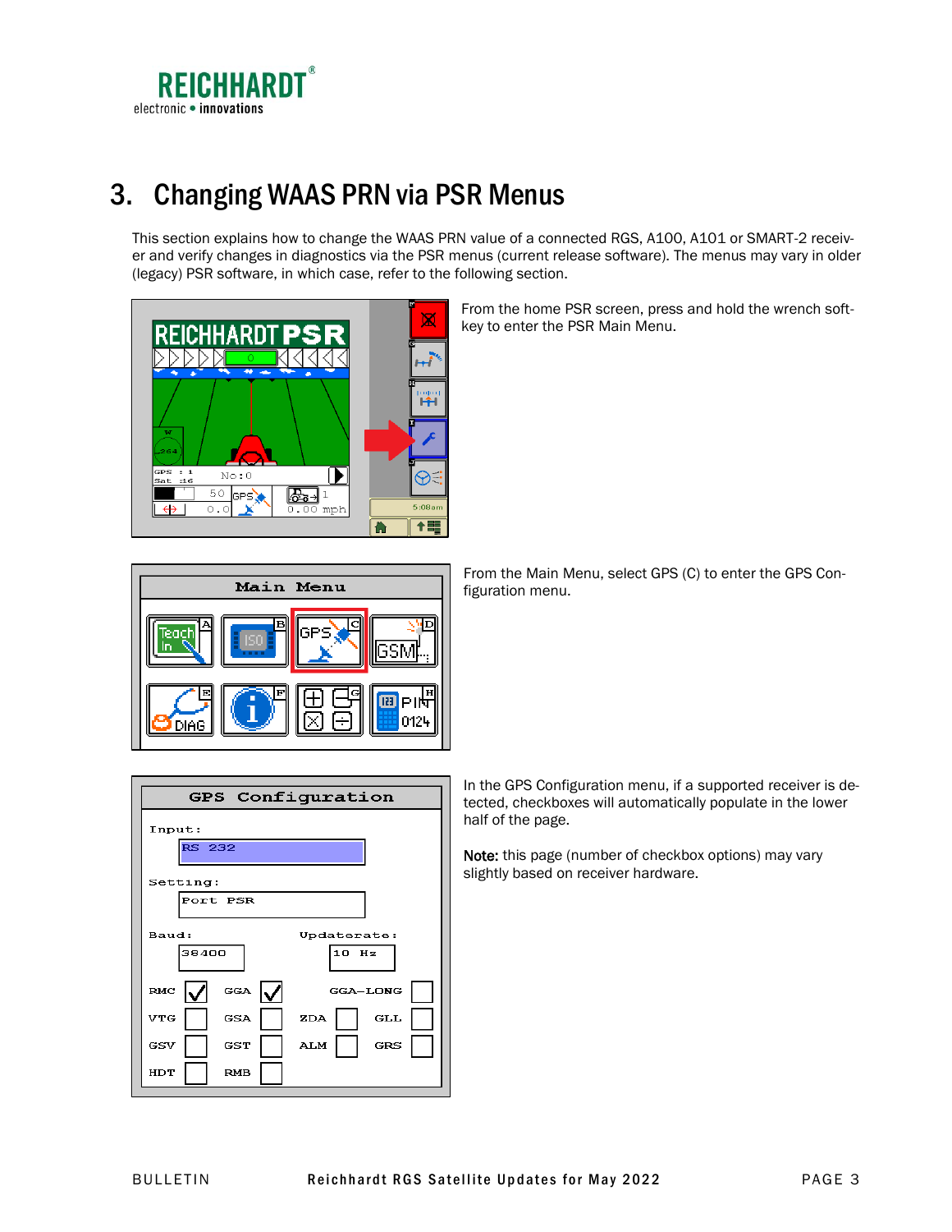# 3. Changing WAAS PRN via PSR Menus

This section explains how to change the WAAS PRN value of a connected RGS, A100, A101 or SMART-2 receiver and verify changes in diagnostics via the PSR menus (current release software). The menus may vary in older (legacy) PSR software, in which case, refer to the following section.

From the home PSR screen, press and hold the wrench softkey to enter the PSR Main Menu.

From the Main Menu, select GPS (C) to enter the GPS Configuration menu.

In the GPS Configuration menu, if a supported receiver is detected, checkboxes will automatically populate in the lower half of the page.

**Note:** this page (number of checkbox options) may vary slightly based on receiver hardware.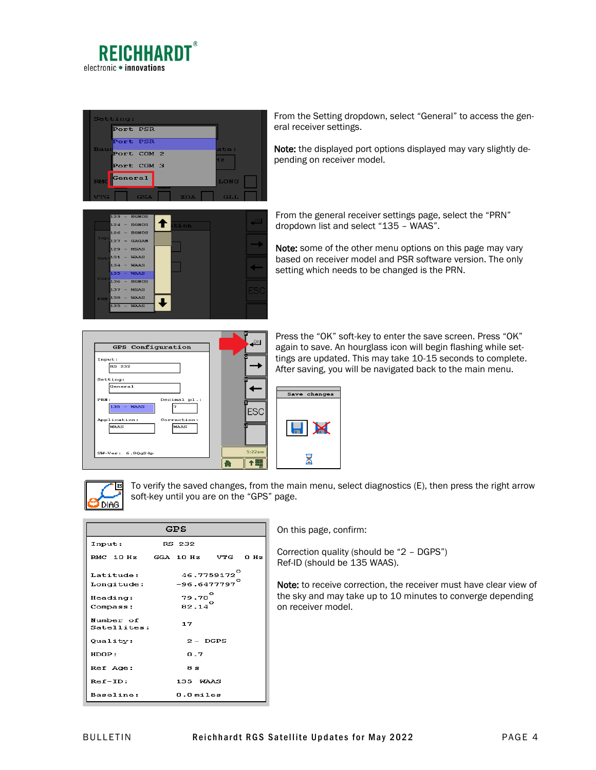From the Setting dropdown, select “General” to access the general receiver settings.

**Note:** the displayed port options displayed may vary slightly depending on receiver model.

From the general receiver settings page, select the “PRN” dropdown list and select “135 – WAAS”.

**Note:** some of the other menu options on this page may vary based on receiver model and PSR software version. The only setting which needs to be changed is the PRN.

Press the “OK” soft-key to enter the save screen. Press “OK” again to save. An hourglass icon will begin flashing while settings are updated. This may take 10-15 seconds to complete. After saving, you will be navigated back to the main menu.

To verify the saved changes, from the main menu, select diagnostics (E), then press the right arrow soft-key until you are on the “GPS” page.

On this page, confirm:

Correction quality (should be “2 – DGPS”)
Ref-ID (should be 135 WAAS).

**Note:** to receive correction, the receiver must have clear view of the sky and may take up to 10 minutes to converge depending on receiver model.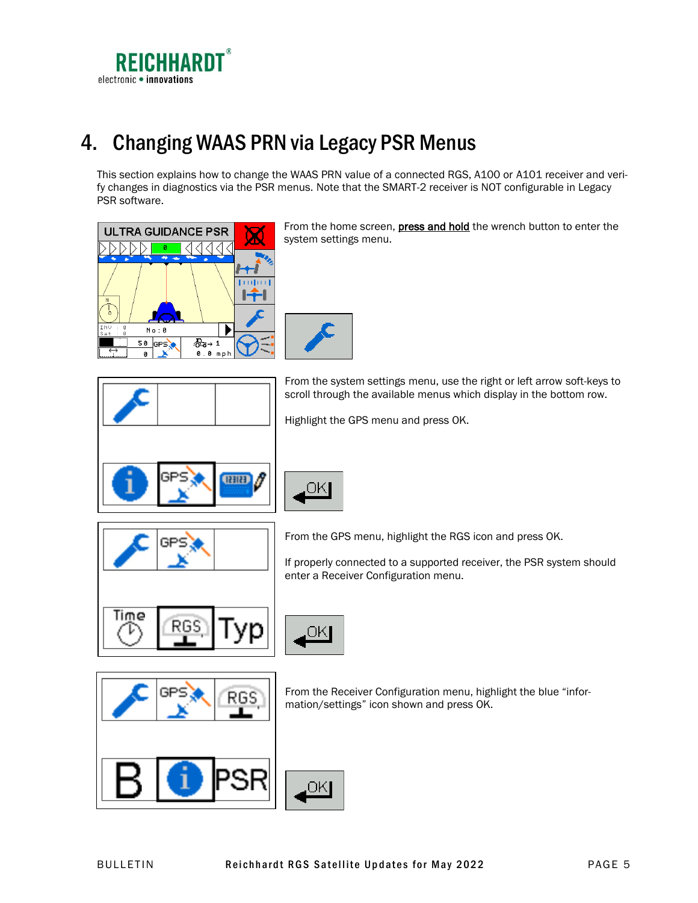# 4. Changing WAAS PRN via Legacy PSR Menus

This section explains how to change the WAAS PRN value of a connected RGS, A100 or A101 receiver and verify changes in diagnostics via the PSR menus. Note that the SMART-2 receiver is NOT configurable in Legacy PSR software.

From the home screen, press and hold the wrench button to enter the system settings menu.

From the system settings menu, use the right or left arrow soft-keys to scroll through the available menus which display in the bottom row.

Highlight the GPS menu and press OK.

From the GPS menu, highlight the RGS icon and press OK.

If properly connected to a supported receiver, the PSR system should enter a Receiver Configuration menu.

From the Receiver Configuration menu, highlight the blue “information/settings” icon shown and press OK.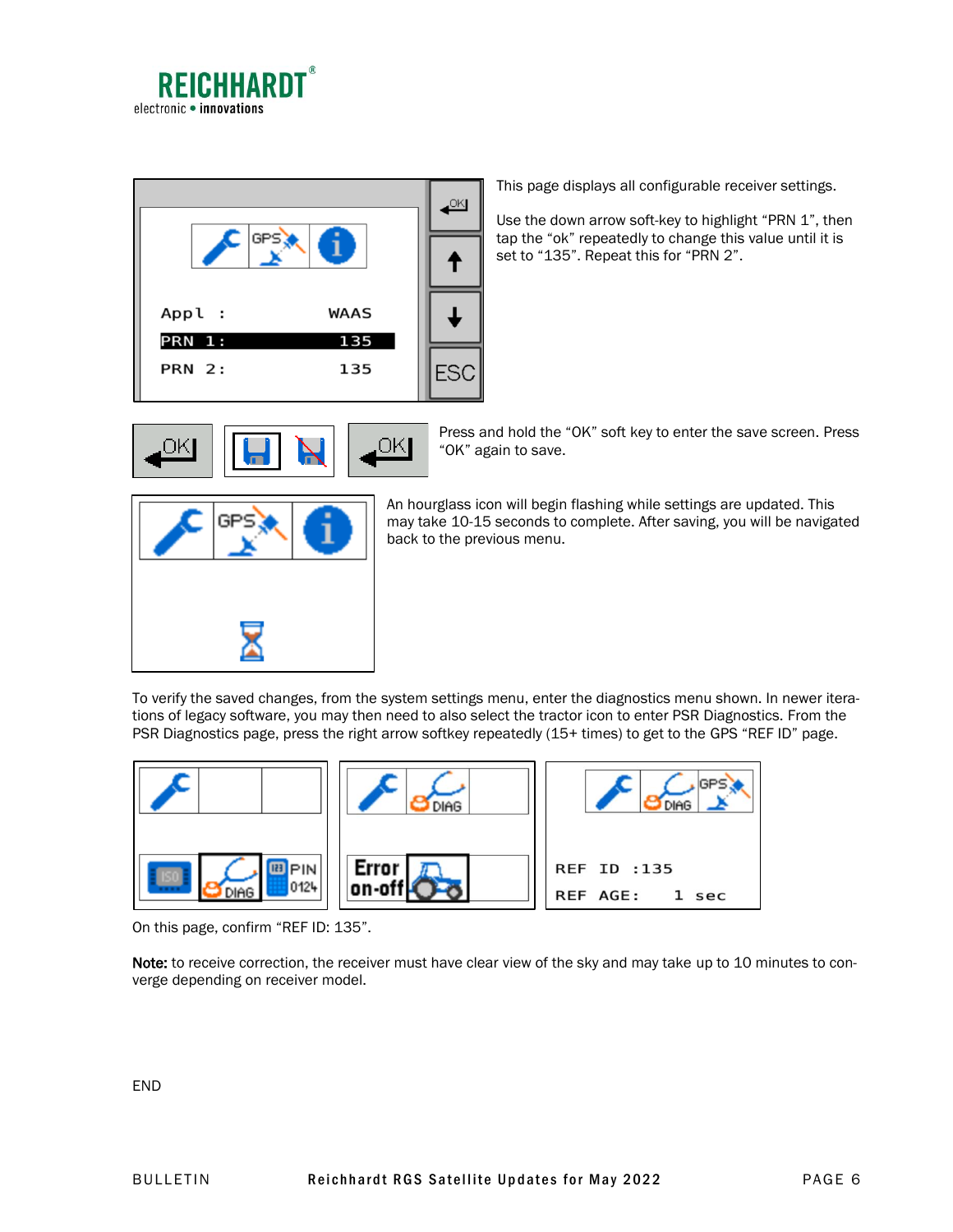This page displays all configurable receiver settings.

Use the down arrow soft-key to highlight “PRN 1”, then tap the “ok” repeatedly to change this value until it is set to “135”. Repeat this for “PRN 2”.

Press and hold the “OK” soft key to enter the save screen. Press “OK” again to save.

An hourglass icon will begin flashing while settings are updated. This may take 10-15 seconds to complete. After saving, you will be navigated back to the previous menu.

To verify the saved changes, from the system settings menu, enter the diagnostics menu shown. In newer iterations of legacy software, you may then need to also select the tractor icon to enter PSR Diagnostics. From the PSR Diagnostics page, press the right arrow softkey repeatedly (15+ times) to get to the GPS “REF ID” page.

On this page, confirm “REF ID: 135”.

**Note:** to receive correction, the receiver must have clear view of the sky and may take up to 10 minutes to converge depending on receiver model.

END